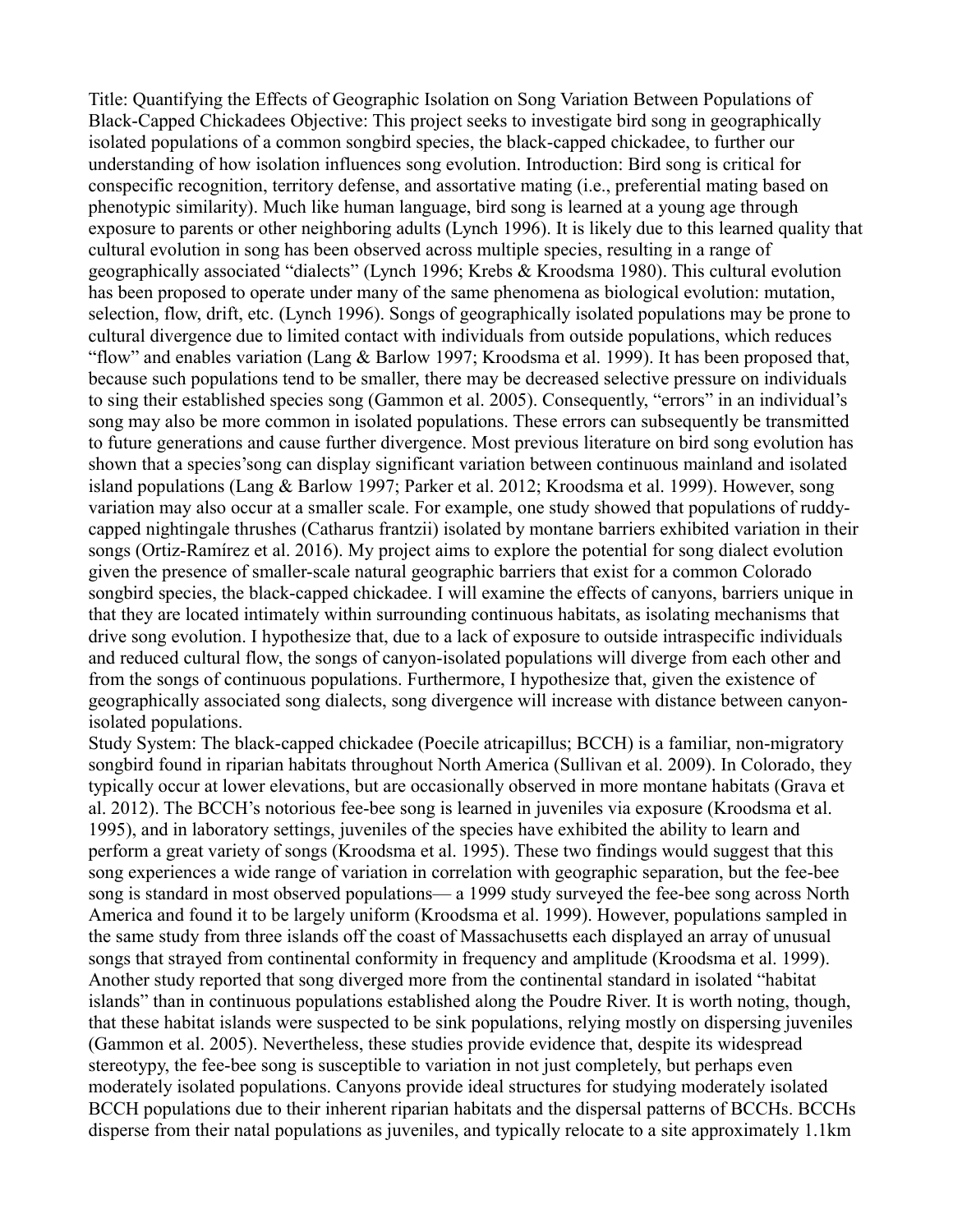Title: Quantifying the Effects of Geographic Isolation on Song Variation Between Populations of Black-Capped Chickadees Objective: This project seeks to investigate bird song in geographically isolated populations of a common songbird species, the black-capped chickadee, to further our understanding of how isolation influences song evolution. Introduction: Bird song is critical for conspecific recognition, territory defense, and assortative mating (i.e., preferential mating based on phenotypic similarity). Much like human language, bird song is learned at a young age through exposure to parents or other neighboring adults (Lynch 1996). It is likely due to this learned quality that cultural evolution in song has been observed across multiple species, resulting in a range of geographically associated "dialects" (Lynch 1996; Krebs & Kroodsma 1980). This cultural evolution has been proposed to operate under many of the same phenomena as biological evolution: mutation, selection, flow, drift, etc. (Lynch 1996). Songs of geographically isolated populations may be prone to cultural divergence due to limited contact with individuals from outside populations, which reduces "flow" and enables variation (Lang & Barlow 1997; Kroodsma et al. 1999). It has been proposed that, because such populations tend to be smaller, there may be decreased selective pressure on individuals to sing their established species song (Gammon et al. 2005). Consequently, "errors" in an individual's song may also be more common in isolated populations. These errors can subsequently be transmitted to future generations and cause further divergence. Most previous literature on bird song evolution has shown that a species'song can display significant variation between continuous mainland and isolated island populations (Lang & Barlow 1997; Parker et al. 2012; Kroodsma et al. 1999). However, song variation may also occur at a smaller scale. For example, one study showed that populations of ruddy-capped nightingale thrushes (Catharus frantzii) isolated by montane barriers exhibited variation in their songs (Ortiz-Ramírez et al. 2016). My project aims to explore the potential for song dialect evolution given the presence of smaller-scale natural geographic barriers that exist for a common Colorado songbird species, the black-capped chickadee. I will examine the effects of canyons, barriers unique in that they are located intimately within surrounding continuous habitats, as isolating mechanisms that drive song evolution. I hypothesize that, due to a lack of exposure to outside intraspecific individuals and reduced cultural flow, the songs of canyon-isolated populations will diverge from each other and from the songs of continuous populations. Furthermore, I hypothesize that, given the existence of geographically associated song dialects, song divergence will increase with distance between canyon-isolated populations.

Study System: The black-capped chickadee (Poecile atricapillus; BCCH) is a familiar, non-migratory songbird found in riparian habitats throughout North America (Sullivan et al. 2009). In Colorado, they typically occur at lower elevations, but are occasionally observed in more montane habitats (Grava et al. 2012). The BCCH's notorious fee-bee song is learned in juveniles via exposure (Kroodsma et al. 1995), and in laboratory settings, juveniles of the species have exhibited the ability to learn and perform a great variety of songs (Kroodsma et al. 1995). These two findings would suggest that this song experiences a wide range of variation in correlation with geographic separation, but the fee-bee song is standard in most observed populations— a 1999 study surveyed the fee-bee song across North America and found it to be largely uniform (Kroodsma et al. 1999). However, populations sampled in the same study from three islands off the coast of Massachusetts each displayed an array of unusual songs that strayed from continental conformity in frequency and amplitude (Kroodsma et al. 1999). Another study reported that song diverged more from the continental standard in isolated "habitat islands" than in continuous populations established along the Poudre River. It is worth noting, though, that these habitat islands were suspected to be sink populations, relying mostly on dispersing juveniles (Gammon et al. 2005). Nevertheless, these studies provide evidence that, despite its widespread stereotypy, the fee-bee song is susceptible to variation in not just completely, but perhaps even moderately isolated populations. Canyons provide ideal structures for studying moderately isolated BCCH populations due to their inherent riparian habitats and the dispersal patterns of BCCHs. BCCHs disperse from their natal populations as juveniles, and typically relocate to a site approximately 1.1km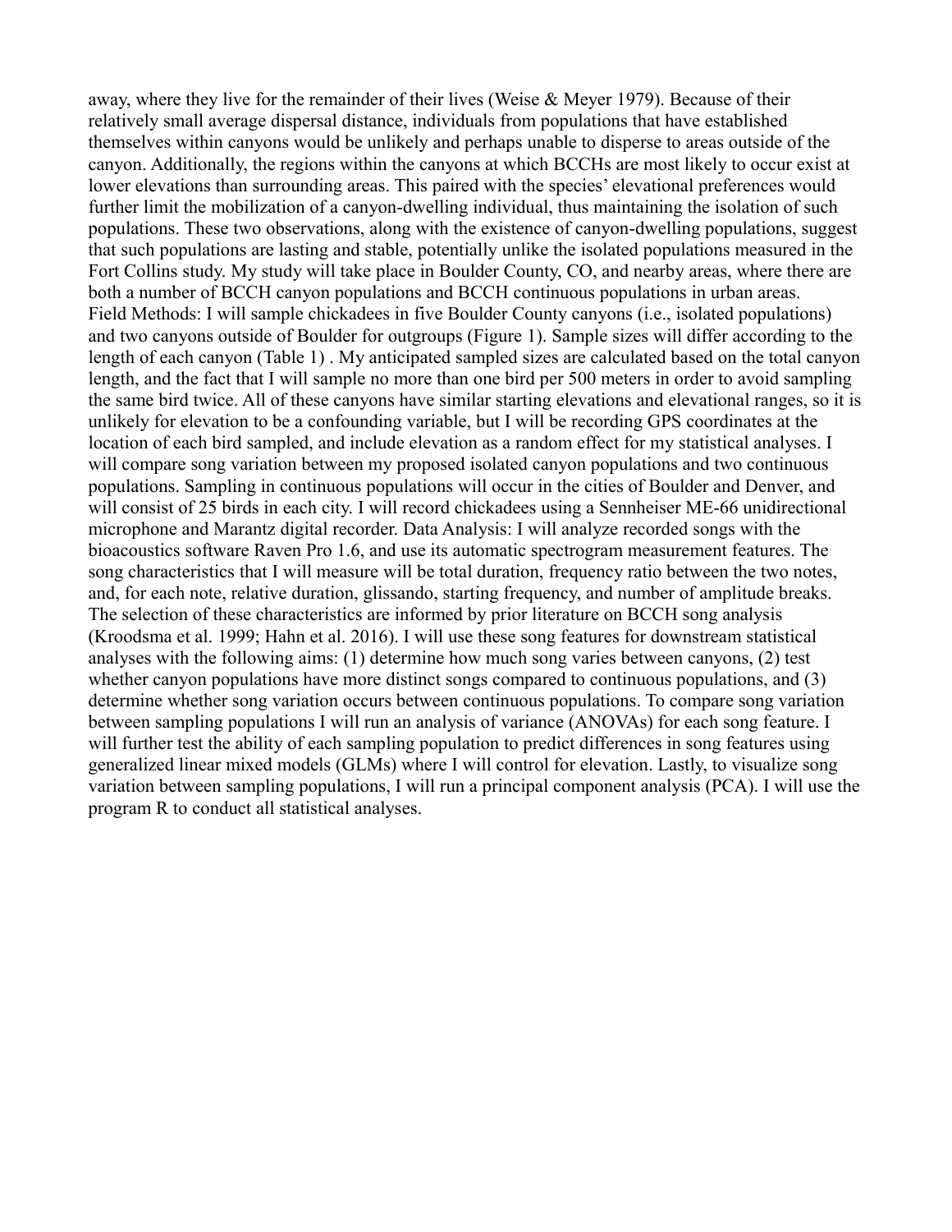away, where they live for the remainder of their lives (Weise & Meyer 1979). Because of their relatively small average dispersal distance, individuals from populations that have established themselves within canyons would be unlikely and perhaps unable to disperse to areas outside of the canyon. Additionally, the regions within the canyons at which BCCHs are most likely to occur exist at lower elevations than surrounding areas. This paired with the species' elevational preferences would further limit the mobilization of a canyon-dwelling individual, thus maintaining the isolation of such populations. These two observations, along with the existence of canyon-dwelling populations, suggest that such populations are lasting and stable, potentially unlike the isolated populations measured in the Fort Collins study. My study will take place in Boulder County, CO, and nearby areas, where there are both a number of BCCH canyon populations and BCCH continuous populations in urban areas.

**Field Methods:** I will sample chickadees in five Boulder County canyons (i.e., isolated populations) and two canyons outside of Boulder for outgroups (Figure 1). Sample sizes will differ according to the length of each canyon (Table 1) . My anticipated sampled sizes are calculated based on the total canyon length, and the fact that I will sample no more than one bird per 500 meters in order to avoid sampling the same bird twice. All of these canyons have similar starting elevations and elevational ranges, so it is unlikely for elevation to be a confounding variable, but I will be recording GPS coordinates at the location of each bird sampled, and include elevation as a random effect for my statistical analyses. I will compare song variation between my proposed isolated canyon populations and two continuous populations. Sampling in continuous populations will occur in the cities of Boulder and Denver, and will consist of 25 birds in each city. I will record chickadees using a Sennheiser ME-66 unidirectional microphone and Marantz digital recorder. **Data Analysis:** I will analyze recorded songs with the bioacoustics software Raven Pro 1.6, and use its automatic spectrogram measurement features. The song characteristics that I will measure will be total duration, frequency ratio between the two notes, and, for each note, relative duration, glissando, starting frequency, and number of amplitude breaks. The selection of these characteristics are informed by prior literature on BCCH song analysis (Kroodsma et al. 1999; Hahn et al. 2016). I will use these song features for downstream statistical analyses with the following aims: (1) determine how much song varies between canyons, (2) test whether canyon populations have more distinct songs compared to continuous populations, and (3) determine whether song variation occurs between continuous populations. To compare song variation between sampling populations I will run an analysis of variance (ANOVAs) for each song feature. I will further test the ability of each sampling population to predict differences in song features using generalized linear mixed models (GLMs) where I will control for elevation. Lastly, to visualize song variation between sampling populations, I will run a principal component analysis (PCA). I will use the program R to conduct all statistical analyses.